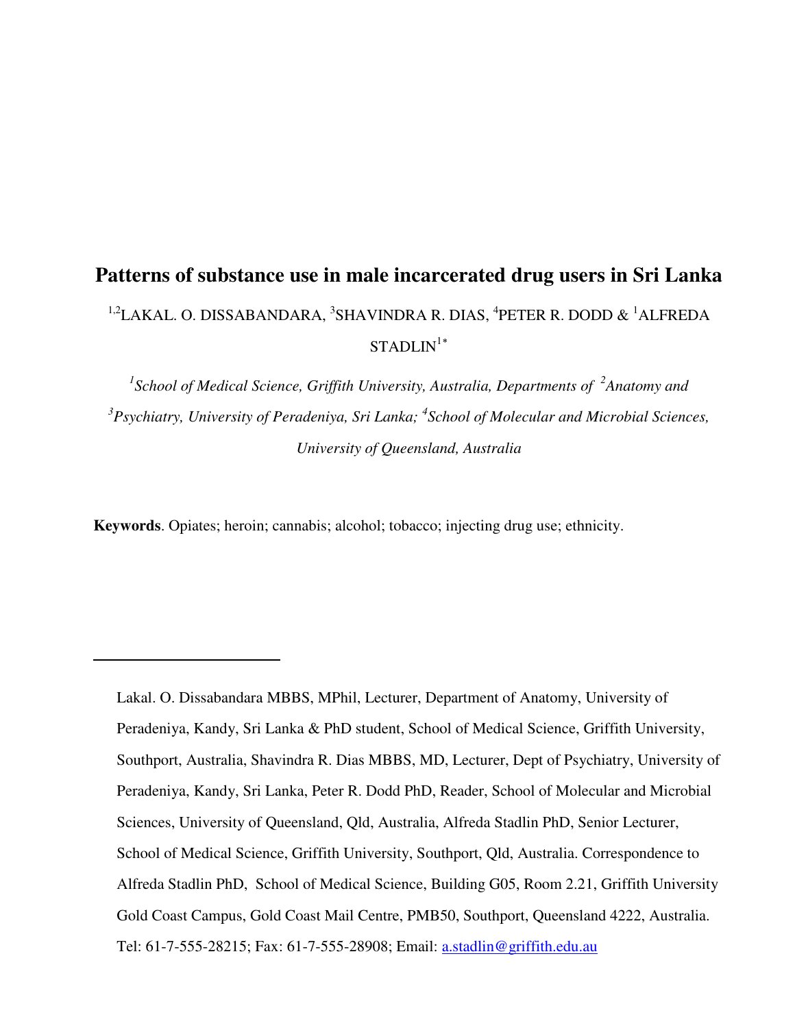# Patterns of substance use in male incarcerated drug users in Sri Lanka

[1,2]LAKAL. O. DISSABANDARA, [3]SHAVINDRA R. DIAS, [4]PETER R. DODD & [1]ALFREDA STADLIN[1*]

*[1]School of Medical Science, Griffith University, Australia, Departments of [2]Anatomy and [3]Psychiatry, University of Peradeniya, Sri Lanka; [4]School of Molecular and Microbial Sciences, University of Queensland, Australia*

**Keywords**. Opiates; heroin; cannabis; alcohol; tobacco; injecting drug use; ethnicity.

---

Lakal. O. Dissabandara MBBS, MPhil, Lecturer, Department of Anatomy, University of Peradeniya, Kandy, Sri Lanka & PhD student, School of Medical Science, Griffith University, Southport, Australia, Shavindra R. Dias MBBS, MD, Lecturer, Dept of Psychiatry, University of Peradeniya, Kandy, Sri Lanka, Peter R. Dodd PhD, Reader, School of Molecular and Microbial Sciences, University of Queensland, Qld, Australia, Alfreda Stadlin PhD, Senior Lecturer, School of Medical Science, Griffith University, Southport, Qld, Australia. Correspondence to Alfreda Stadlin PhD, School of Medical Science, Building G05, Room 2.21, Griffith University Gold Coast Campus, Gold Coast Mail Centre, PMB50, Southport, Queensland 4222, Australia. Tel: 61-7-555-28215; Fax: 61-7-555-28908; Email: a.stadlin@griffith.edu.au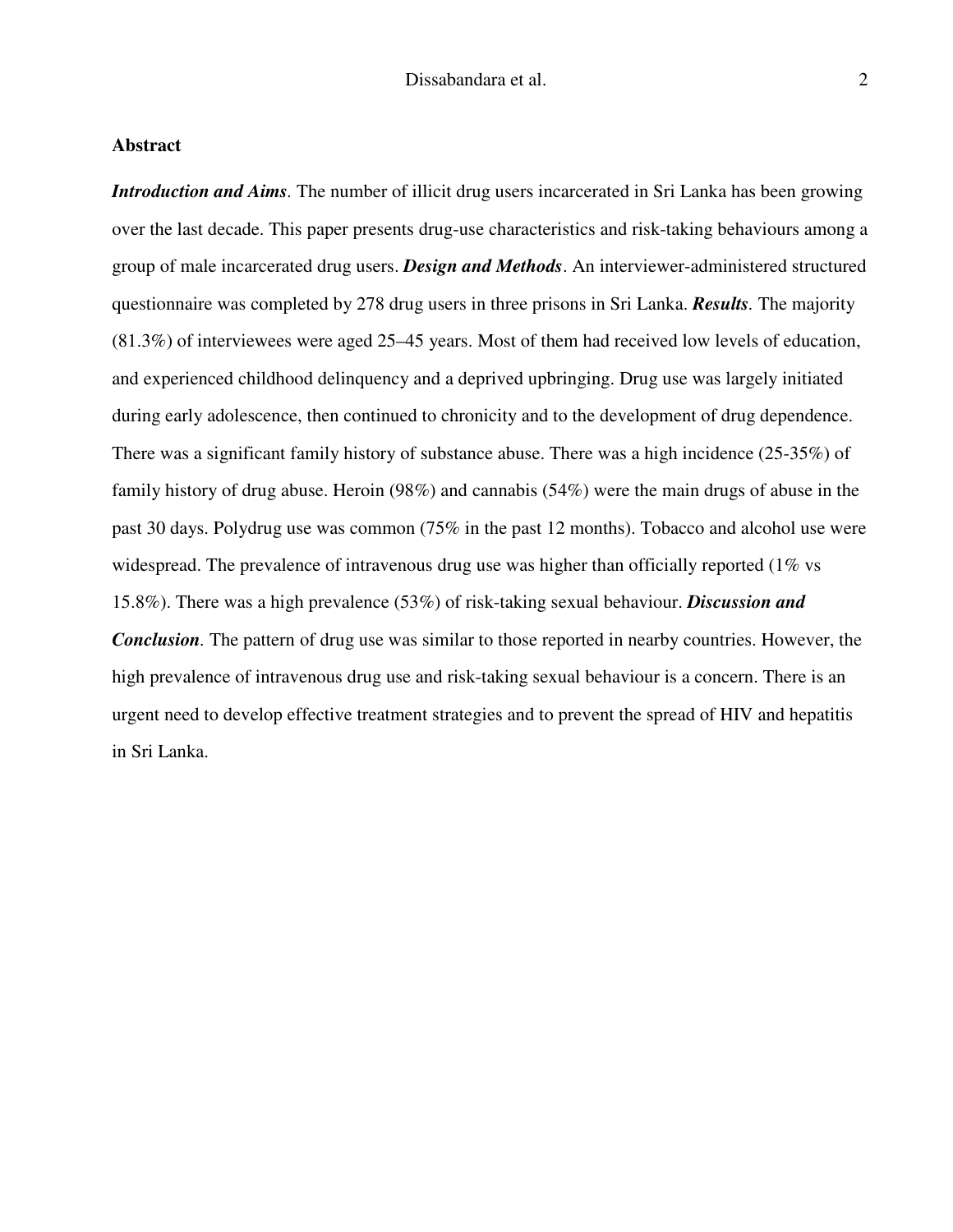## Abstract

***Introduction and Aims***. The number of illicit drug users incarcerated in Sri Lanka has been growing over the last decade. This paper presents drug-use characteristics and risk-taking behaviours among a group of male incarcerated drug users. ***Design and Methods***. An interviewer-administered structured questionnaire was completed by 278 drug users in three prisons in Sri Lanka. ***Results***. The majority (81.3%) of interviewees were aged 25–45 years. Most of them had received low levels of education, and experienced childhood delinquency and a deprived upbringing. Drug use was largely initiated during early adolescence, then continued to chronicity and to the development of drug dependence. There was a significant family history of substance abuse. There was a high incidence (25-35%) of family history of drug abuse. Heroin (98%) and cannabis (54%) were the main drugs of abuse in the past 30 days. Polydrug use was common (75% in the past 12 months). Tobacco and alcohol use were widespread. The prevalence of intravenous drug use was higher than officially reported (1% vs 15.8%). There was a high prevalence (53%) of risk-taking sexual behaviour. ***Discussion and Conclusion***. The pattern of drug use was similar to those reported in nearby countries. However, the high prevalence of intravenous drug use and risk-taking sexual behaviour is a concern. There is an urgent need to develop effective treatment strategies and to prevent the spread of HIV and hepatitis in Sri Lanka.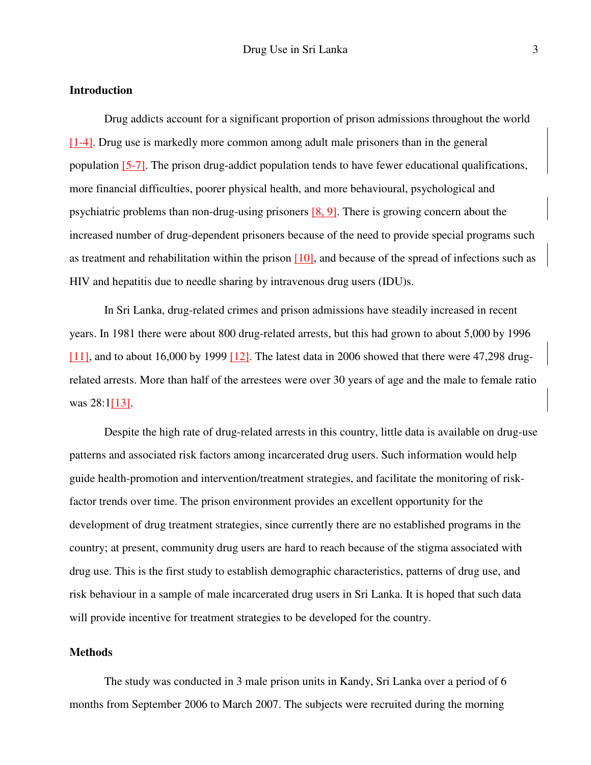## Introduction

Drug addicts account for a significant proportion of prison admissions throughout the world [1-4]. Drug use is markedly more common among adult male prisoners than in the general population [5-7]. The prison drug-addict population tends to have fewer educational qualifications, more financial difficulties, poorer physical health, and more behavioural, psychological and psychiatric problems than non-drug-using prisoners [8, 9]. There is growing concern about the increased number of drug-dependent prisoners because of the need to provide special programs such as treatment and rehabilitation within the prison [10], and because of the spread of infections such as HIV and hepatitis due to needle sharing by intravenous drug users (IDU)s.

In Sri Lanka, drug-related crimes and prison admissions have steadily increased in recent years. In 1981 there were about 800 drug-related arrests, but this had grown to about 5,000 by 1996 [11], and to about 16,000 by 1999 [12]. The latest data in 2006 showed that there were 47,298 drug-related arrests. More than half of the arrestees were over 30 years of age and the male to female ratio was 28:1[13].

Despite the high rate of drug-related arrests in this country, little data is available on drug-use patterns and associated risk factors among incarcerated drug users. Such information would help guide health-promotion and intervention/treatment strategies, and facilitate the monitoring of risk-factor trends over time. The prison environment provides an excellent opportunity for the development of drug treatment strategies, since currently there are no established programs in the country; at present, community drug users are hard to reach because of the stigma associated with drug use. This is the first study to establish demographic characteristics, patterns of drug use, and risk behaviour in a sample of male incarcerated drug users in Sri Lanka. It is hoped that such data will provide incentive for treatment strategies to be developed for the country.

## Methods

The study was conducted in 3 male prison units in Kandy, Sri Lanka over a period of 6 months from September 2006 to March 2007. The subjects were recruited during the morning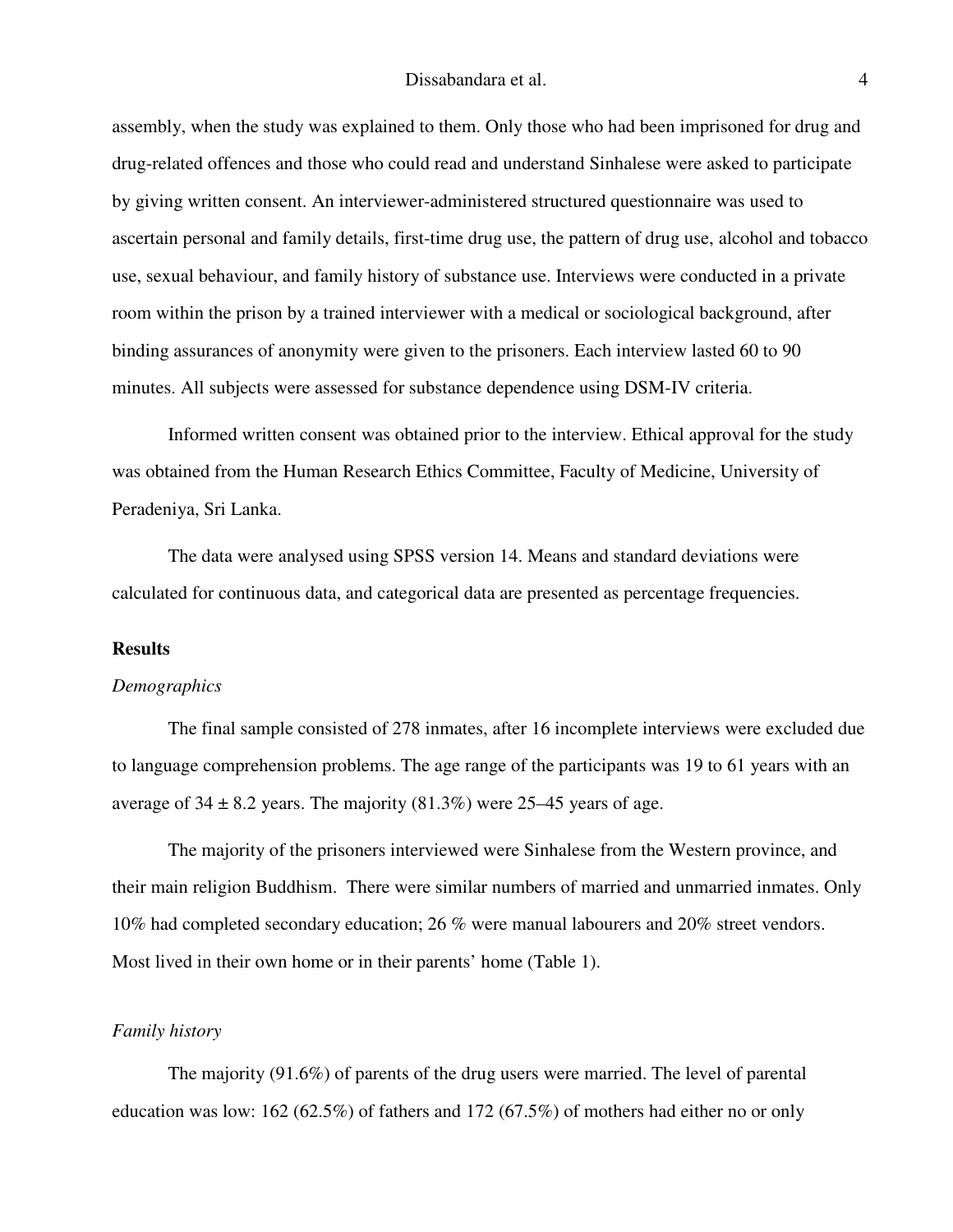assembly, when the study was explained to them. Only those who had been imprisoned for drug and drug-related offences and those who could read and understand Sinhalese were asked to participate by giving written consent. An interviewer-administered structured questionnaire was used to ascertain personal and family details, first-time drug use, the pattern of drug use, alcohol and tobacco use, sexual behaviour, and family history of substance use. Interviews were conducted in a private room within the prison by a trained interviewer with a medical or sociological background, after binding assurances of anonymity were given to the prisoners. Each interview lasted 60 to 90 minutes. All subjects were assessed for substance dependence using DSM-IV criteria.

Informed written consent was obtained prior to the interview. Ethical approval for the study was obtained from the Human Research Ethics Committee, Faculty of Medicine, University of Peradeniya, Sri Lanka.

The data were analysed using SPSS version 14. Means and standard deviations were calculated for continuous data, and categorical data are presented as percentage frequencies.

## Results

### *Demographics*

The final sample consisted of 278 inmates, after 16 incomplete interviews were excluded due to language comprehension problems. The age range of the participants was 19 to 61 years with an average of $34 \pm 8.2$ years. The majority (81.3%) were 25–45 years of age.

The majority of the prisoners interviewed were Sinhalese from the Western province, and their main religion Buddhism. There were similar numbers of married and unmarried inmates. Only 10% had completed secondary education; 26 % were manual labourers and 20% street vendors. Most lived in their own home or in their parents' home (Table 1).

### *Family history*

The majority (91.6%) of parents of the drug users were married. The level of parental education was low: 162 (62.5%) of fathers and 172 (67.5%) of mothers had either no or only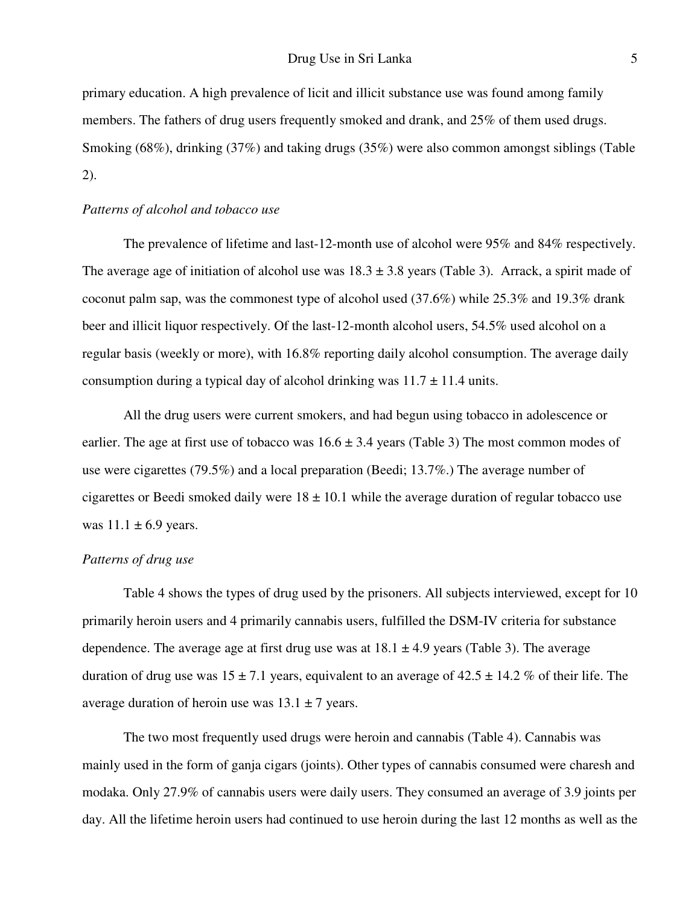primary education. A high prevalence of licit and illicit substance use was found among family members. The fathers of drug users frequently smoked and drank, and 25% of them used drugs. Smoking (68%), drinking (37%) and taking drugs (35%) were also common amongst siblings (Table 2).

*Patterns of alcohol and tobacco use*

The prevalence of lifetime and last-12-month use of alcohol were 95% and 84% respectively. The average age of initiation of alcohol use was 18.3 ± 3.8 years (Table 3). Arrack, a spirit made of coconut palm sap, was the commonest type of alcohol used (37.6%) while 25.3% and 19.3% drank beer and illicit liquor respectively. Of the last-12-month alcohol users, 54.5% used alcohol on a regular basis (weekly or more), with 16.8% reporting daily alcohol consumption. The average daily consumption during a typical day of alcohol drinking was 11.7 ± 11.4 units.

All the drug users were current smokers, and had begun using tobacco in adolescence or earlier. The age at first use of tobacco was 16.6 ± 3.4 years (Table 3) The most common modes of use were cigarettes (79.5%) and a local preparation (Beedi; 13.7%.) The average number of cigarettes or Beedi smoked daily were 18 ± 10.1 while the average duration of regular tobacco use was 11.1 ± 6.9 years.

*Patterns of drug use*

Table 4 shows the types of drug used by the prisoners. All subjects interviewed, except for 10 primarily heroin users and 4 primarily cannabis users, fulfilled the DSM-IV criteria for substance dependence. The average age at first drug use was at 18.1 ± 4.9 years (Table 3). The average duration of drug use was 15 ± 7.1 years, equivalent to an average of 42.5 ± 14.2 % of their life. The average duration of heroin use was 13.1 ± 7 years.

The two most frequently used drugs were heroin and cannabis (Table 4). Cannabis was mainly used in the form of ganja cigars (joints). Other types of cannabis consumed were charesh and modaka. Only 27.9% of cannabis users were daily users. They consumed an average of 3.9 joints per day. All the lifetime heroin users had continued to use heroin during the last 12 months as well as the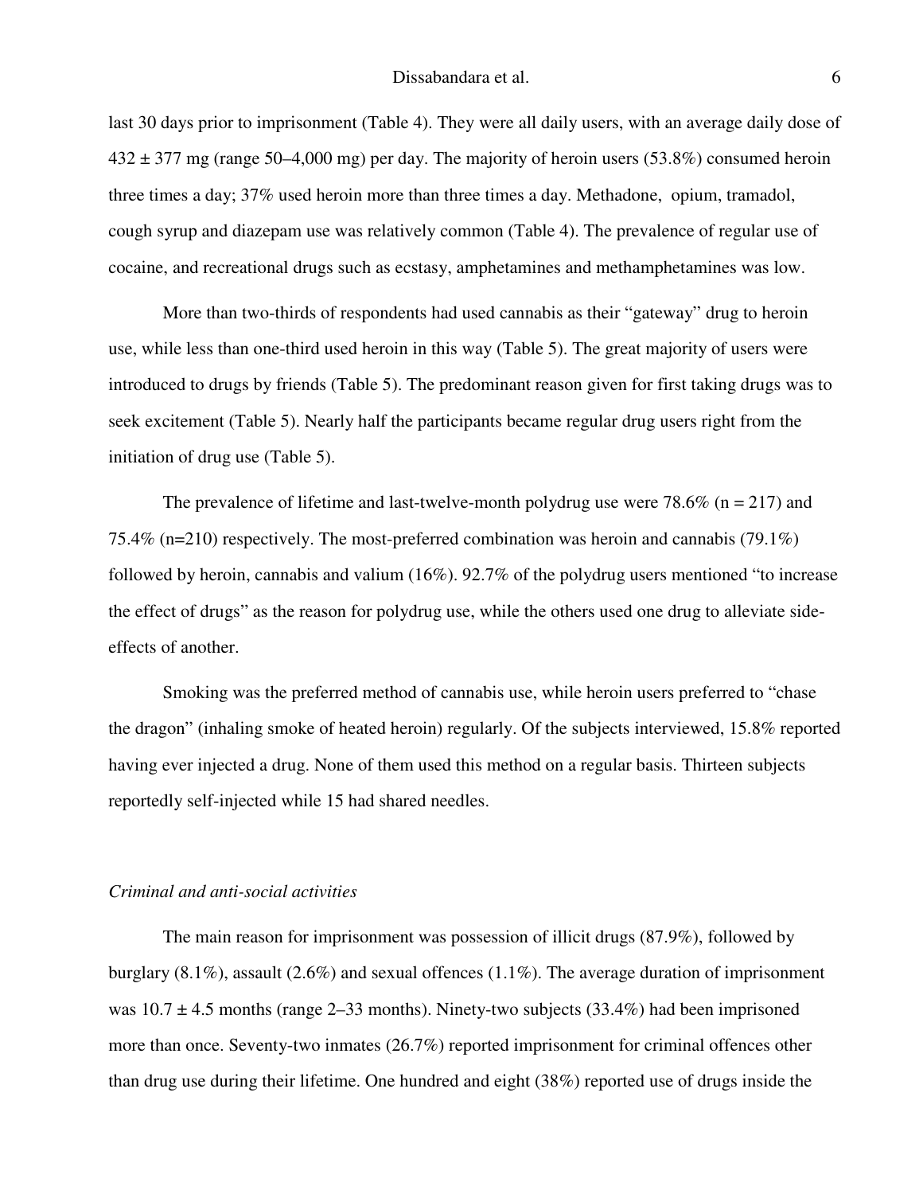last 30 days prior to imprisonment (Table 4). They were all daily users, with an average daily dose of 432 ± 377 mg (range 50–4,000 mg) per day. The majority of heroin users (53.8%) consumed heroin three times a day; 37% used heroin more than three times a day. Methadone, opium, tramadol, cough syrup and diazepam use was relatively common (Table 4). The prevalence of regular use of cocaine, and recreational drugs such as ecstasy, amphetamines and methamphetamines was low.

More than two-thirds of respondents had used cannabis as their "gateway" drug to heroin use, while less than one-third used heroin in this way (Table 5). The great majority of users were introduced to drugs by friends (Table 5). The predominant reason given for first taking drugs was to seek excitement (Table 5). Nearly half the participants became regular drug users right from the initiation of drug use (Table 5).

The prevalence of lifetime and last-twelve-month polydrug use were 78.6% (n = 217) and 75.4% (n=210) respectively. The most-preferred combination was heroin and cannabis (79.1%) followed by heroin, cannabis and valium (16%). 92.7% of the polydrug users mentioned "to increase the effect of drugs" as the reason for polydrug use, while the others used one drug to alleviate side-effects of another.

Smoking was the preferred method of cannabis use, while heroin users preferred to "chase the dragon" (inhaling smoke of heated heroin) regularly. Of the subjects interviewed, 15.8% reported having ever injected a drug. None of them used this method on a regular basis. Thirteen subjects reportedly self-injected while 15 had shared needles.

### *Criminal and anti-social activities*

The main reason for imprisonment was possession of illicit drugs (87.9%), followed by burglary (8.1%), assault (2.6%) and sexual offences (1.1%). The average duration of imprisonment was 10.7 ± 4.5 months (range 2–33 months). Ninety-two subjects (33.4%) had been imprisoned more than once. Seventy-two inmates (26.7%) reported imprisonment for criminal offences other than drug use during their lifetime. One hundred and eight (38%) reported use of drugs inside the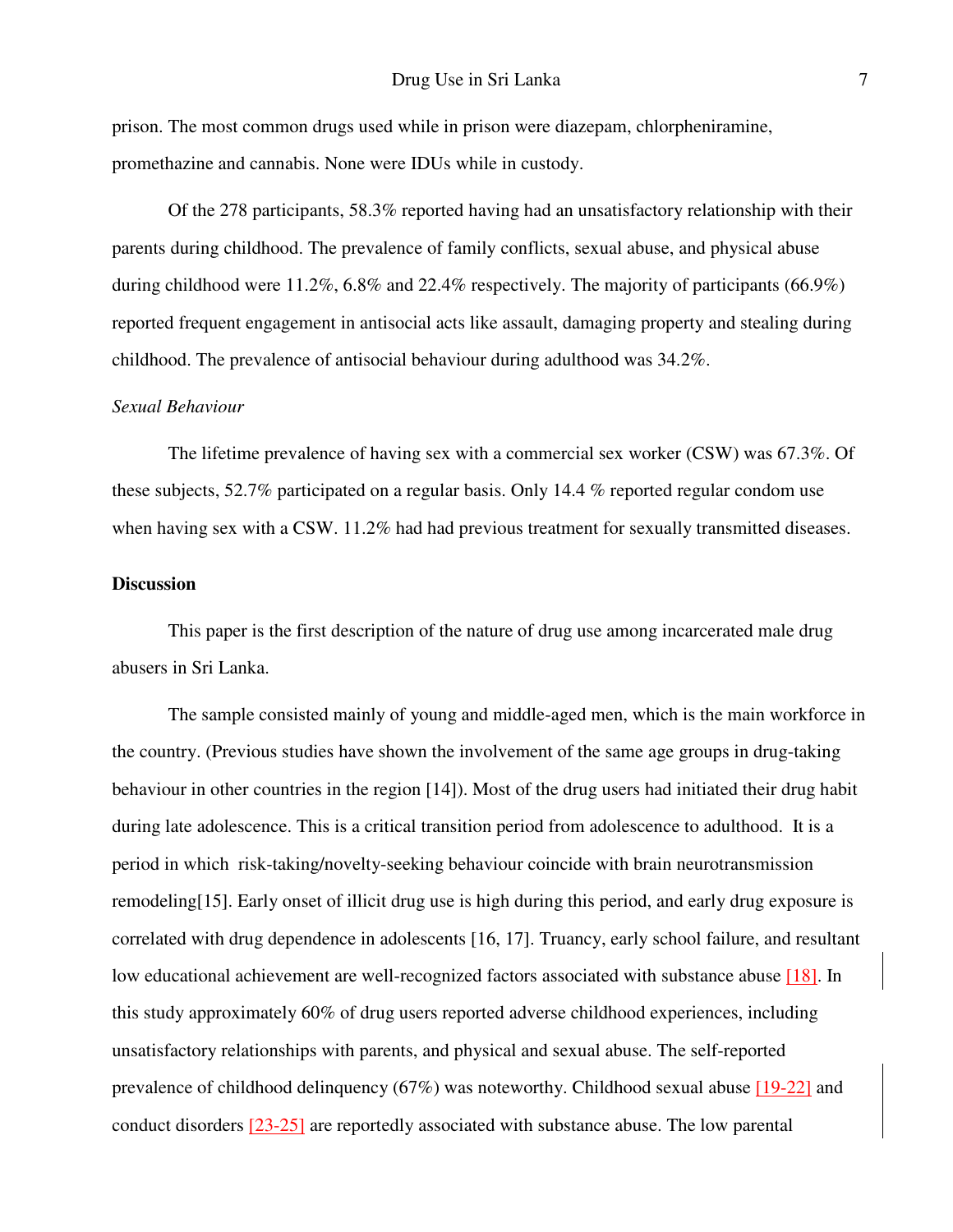prison. The most common drugs used while in prison were diazepam, chlorpheniramine, promethazine and cannabis. None were IDUs while in custody.

Of the 278 participants, 58.3% reported having had an unsatisfactory relationship with their parents during childhood. The prevalence of family conflicts, sexual abuse, and physical abuse during childhood were 11.2%, 6.8% and 22.4% respectively. The majority of participants (66.9%) reported frequent engagement in antisocial acts like assault, damaging property and stealing during childhood. The prevalence of antisocial behaviour during adulthood was 34.2%.

*Sexual Behaviour*

The lifetime prevalence of having sex with a commercial sex worker (CSW) was 67.3%. Of these subjects, 52.7% participated on a regular basis. Only 14.4 % reported regular condom use when having sex with a CSW. 11.2% had had previous treatment for sexually transmitted diseases.

## Discussion

This paper is the first description of the nature of drug use among incarcerated male drug abusers in Sri Lanka.

The sample consisted mainly of young and middle-aged men, which is the main workforce in the country. (Previous studies have shown the involvement of the same age groups in drug-taking behaviour in other countries in the region [14]). Most of the drug users had initiated their drug habit during late adolescence. This is a critical transition period from adolescence to adulthood. It is a period in which risk-taking/novelty-seeking behaviour coincide with brain neurotransmission remodeling[15]. Early onset of illicit drug use is high during this period, and early drug exposure is correlated with drug dependence in adolescents [16, 17]. Truancy, early school failure, and resultant low educational achievement are well-recognized factors associated with substance abuse [18]. In this study approximately 60% of drug users reported adverse childhood experiences, including unsatisfactory relationships with parents, and physical and sexual abuse. The self-reported prevalence of childhood delinquency (67%) was noteworthy. Childhood sexual abuse [19-22] and conduct disorders [23-25] are reportedly associated with substance abuse. The low parental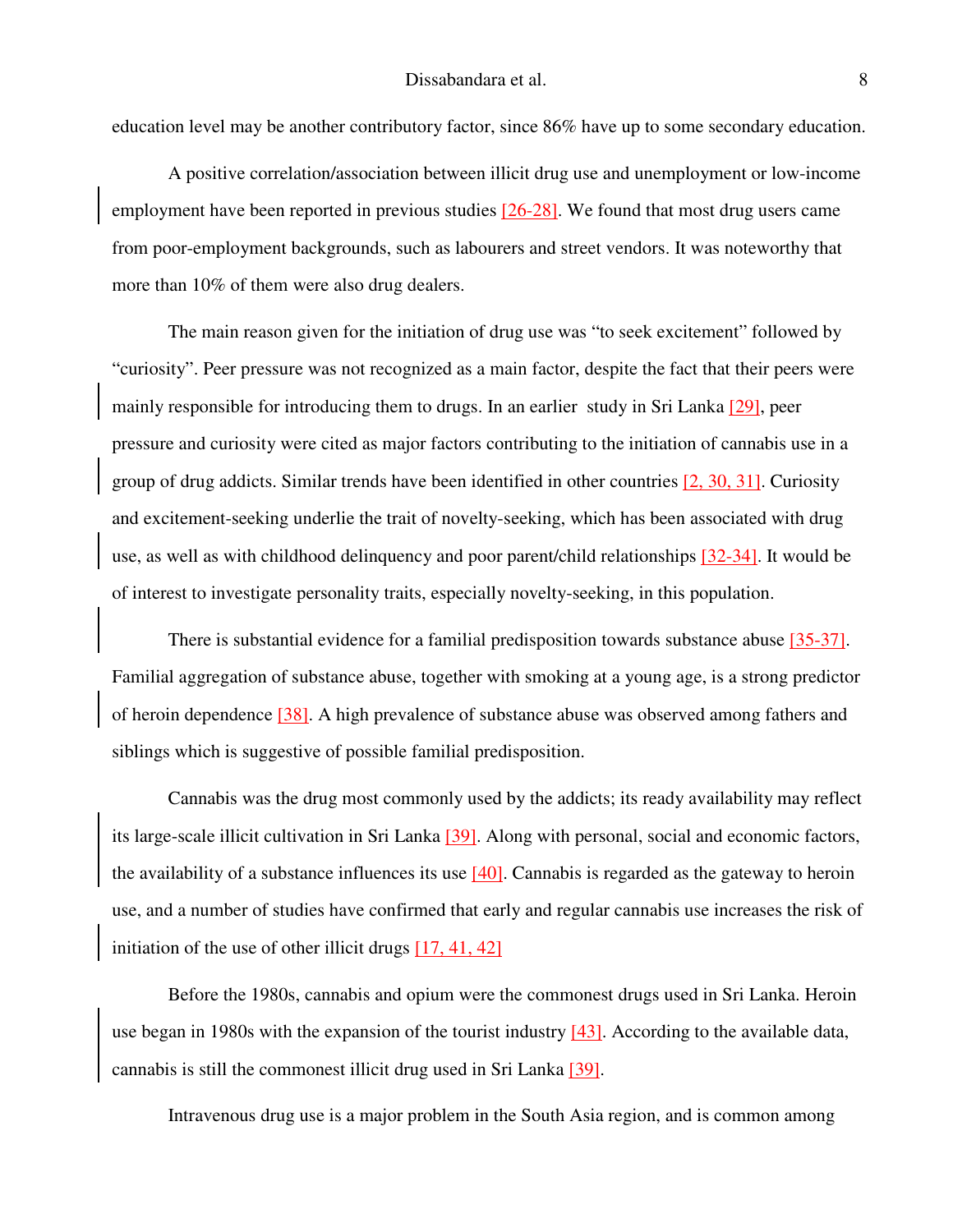education level may be another contributory factor, since 86% have up to some secondary education.

A positive correlation/association between illicit drug use and unemployment or low-income employment have been reported in previous studies [26-28]. We found that most drug users came from poor-employment backgrounds, such as labourers and street vendors. It was noteworthy that more than 10% of them were also drug dealers.

The main reason given for the initiation of drug use was "to seek excitement" followed by "curiosity". Peer pressure was not recognized as a main factor, despite the fact that their peers were mainly responsible for introducing them to drugs. In an earlier study in Sri Lanka [29], peer pressure and curiosity were cited as major factors contributing to the initiation of cannabis use in a group of drug addicts. Similar trends have been identified in other countries [2, 30, 31]. Curiosity and excitement-seeking underlie the trait of novelty-seeking, which has been associated with drug use, as well as with childhood delinquency and poor parent/child relationships [32-34]. It would be of interest to investigate personality traits, especially novelty-seeking, in this population.

There is substantial evidence for a familial predisposition towards substance abuse [35-37]. Familial aggregation of substance abuse, together with smoking at a young age, is a strong predictor of heroin dependence [38]. A high prevalence of substance abuse was observed among fathers and siblings which is suggestive of possible familial predisposition.

Cannabis was the drug most commonly used by the addicts; its ready availability may reflect its large-scale illicit cultivation in Sri Lanka [39]. Along with personal, social and economic factors, the availability of a substance influences its use [40]. Cannabis is regarded as the gateway to heroin use, and a number of studies have confirmed that early and regular cannabis use increases the risk of initiation of the use of other illicit drugs [17, 41, 42]

Before the 1980s, cannabis and opium were the commonest drugs used in Sri Lanka. Heroin use began in 1980s with the expansion of the tourist industry [43]. According to the available data, cannabis is still the commonest illicit drug used in Sri Lanka [39].

Intravenous drug use is a major problem in the South Asia region, and is common among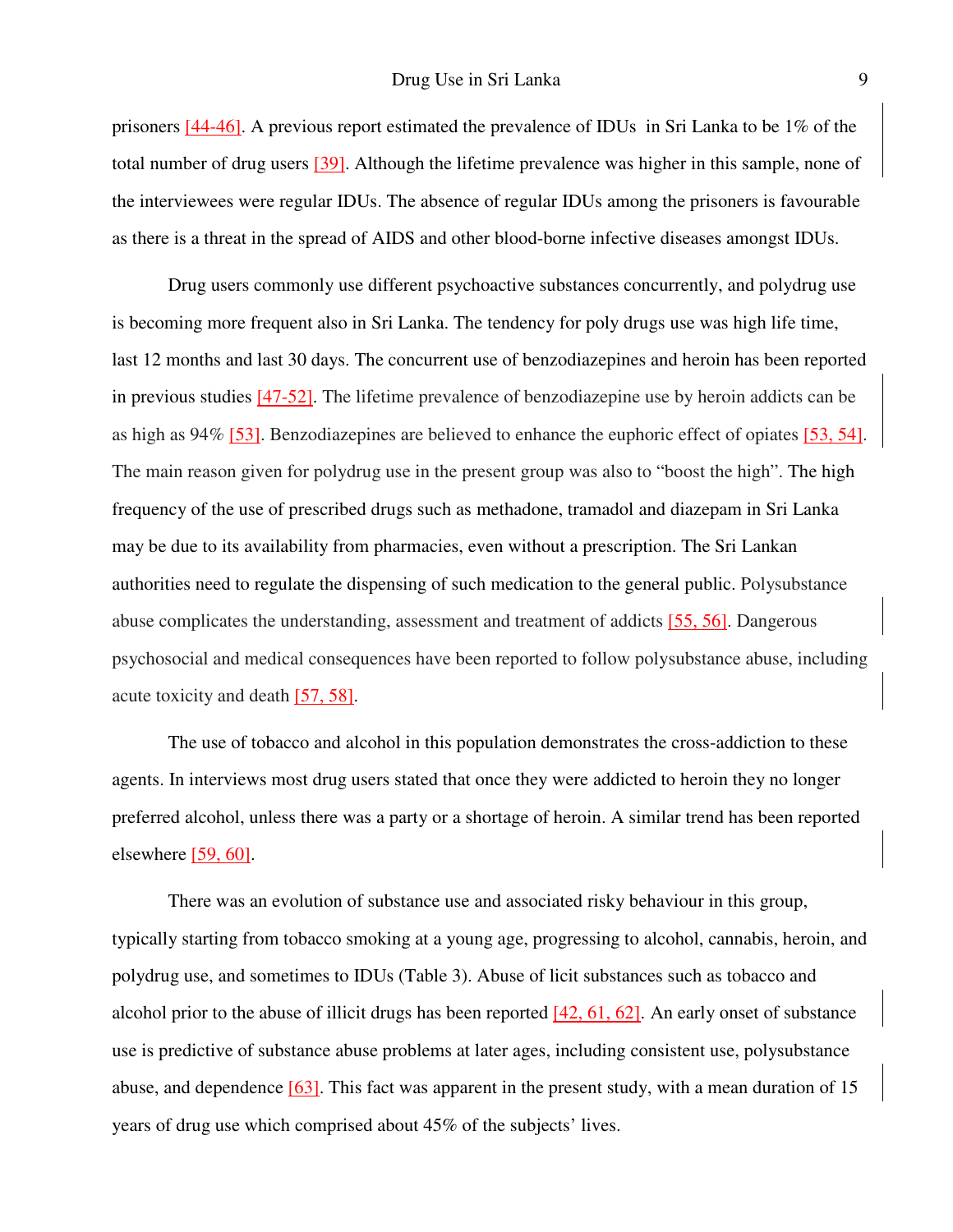prisoners [44-46]. A previous report estimated the prevalence of IDUs in Sri Lanka to be 1% of the total number of drug users [39]. Although the lifetime prevalence was higher in this sample, none of the interviewees were regular IDUs. The absence of regular IDUs among the prisoners is favourable as there is a threat in the spread of AIDS and other blood-borne infective diseases amongst IDUs.

Drug users commonly use different psychoactive substances concurrently, and polydrug use is becoming more frequent also in Sri Lanka. The tendency for poly drugs use was high life time, last 12 months and last 30 days. The concurrent use of benzodiazepines and heroin has been reported in previous studies [47-52]. The lifetime prevalence of benzodiazepine use by heroin addicts can be as high as 94% [53]. Benzodiazepines are believed to enhance the euphoric effect of opiates [53, 54]. The main reason given for polydrug use in the present group was also to "boost the high". The high frequency of the use of prescribed drugs such as methadone, tramadol and diazepam in Sri Lanka may be due to its availability from pharmacies, even without a prescription. The Sri Lankan authorities need to regulate the dispensing of such medication to the general public. Polysubstance abuse complicates the understanding, assessment and treatment of addicts [55, 56]. Dangerous psychosocial and medical consequences have been reported to follow polysubstance abuse, including acute toxicity and death [57, 58].

The use of tobacco and alcohol in this population demonstrates the cross-addiction to these agents. In interviews most drug users stated that once they were addicted to heroin they no longer preferred alcohol, unless there was a party or a shortage of heroin. A similar trend has been reported elsewhere [59, 60].

There was an evolution of substance use and associated risky behaviour in this group, typically starting from tobacco smoking at a young age, progressing to alcohol, cannabis, heroin, and polydrug use, and sometimes to IDUs (Table 3). Abuse of licit substances such as tobacco and alcohol prior to the abuse of illicit drugs has been reported [42, 61, 62]. An early onset of substance use is predictive of substance abuse problems at later ages, including consistent use, polysubstance abuse, and dependence [63]. This fact was apparent in the present study, with a mean duration of 15 years of drug use which comprised about 45% of the subjects' lives.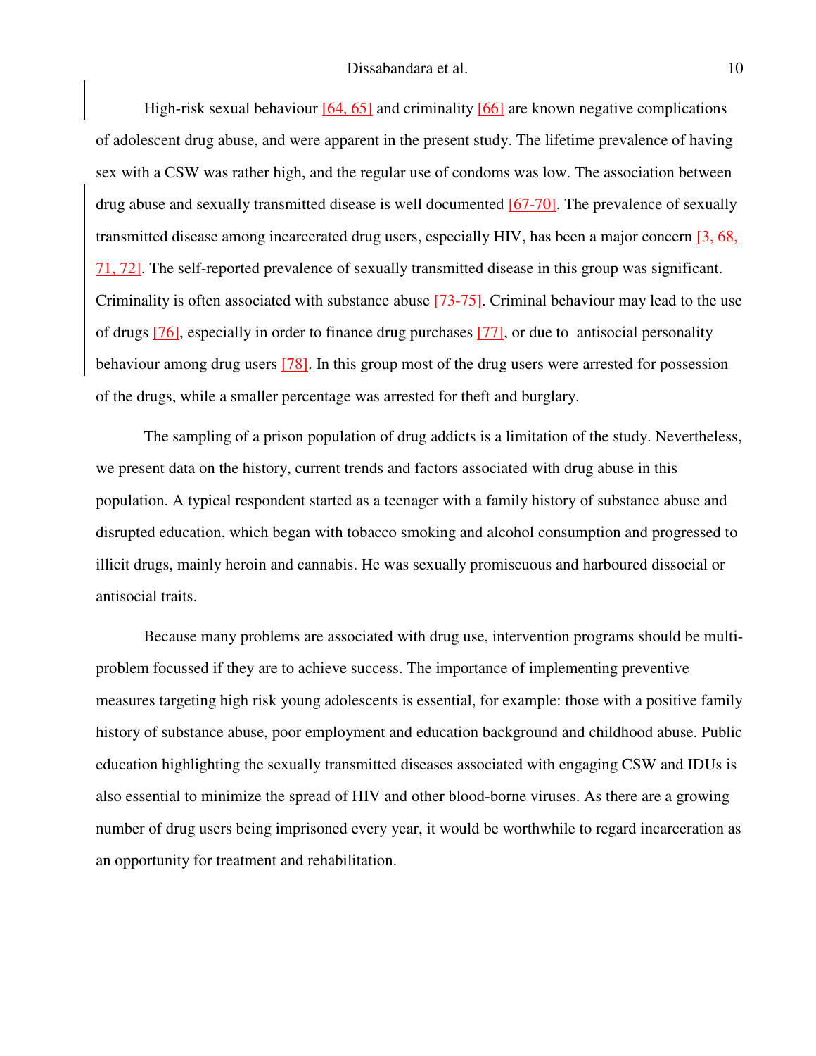High-risk sexual behaviour [64, 65] and criminality [66] are known negative complications of adolescent drug abuse, and were apparent in the present study. The lifetime prevalence of having sex with a CSW was rather high, and the regular use of condoms was low. The association between drug abuse and sexually transmitted disease is well documented [67-70]. The prevalence of sexually transmitted disease among incarcerated drug users, especially HIV, has been a major concern [3, 68, 71, 72]. The self-reported prevalence of sexually transmitted disease in this group was significant. Criminality is often associated with substance abuse [73-75]. Criminal behaviour may lead to the use of drugs [76], especially in order to finance drug purchases [77], or due to antisocial personality behaviour among drug users [78]. In this group most of the drug users were arrested for possession of the drugs, while a smaller percentage was arrested for theft and burglary.

The sampling of a prison population of drug addicts is a limitation of the study. Nevertheless, we present data on the history, current trends and factors associated with drug abuse in this population. A typical respondent started as a teenager with a family history of substance abuse and disrupted education, which began with tobacco smoking and alcohol consumption and progressed to illicit drugs, mainly heroin and cannabis. He was sexually promiscuous and harboured dissocial or antisocial traits.

Because many problems are associated with drug use, intervention programs should be multi-problem focussed if they are to achieve success. The importance of implementing preventive measures targeting high risk young adolescents is essential, for example: those with a positive family history of substance abuse, poor employment and education background and childhood abuse. Public education highlighting the sexually transmitted diseases associated with engaging CSW and IDUs is also essential to minimize the spread of HIV and other blood-borne viruses. As there are a growing number of drug users being imprisoned every year, it would be worthwhile to regard incarceration as an opportunity for treatment and rehabilitation.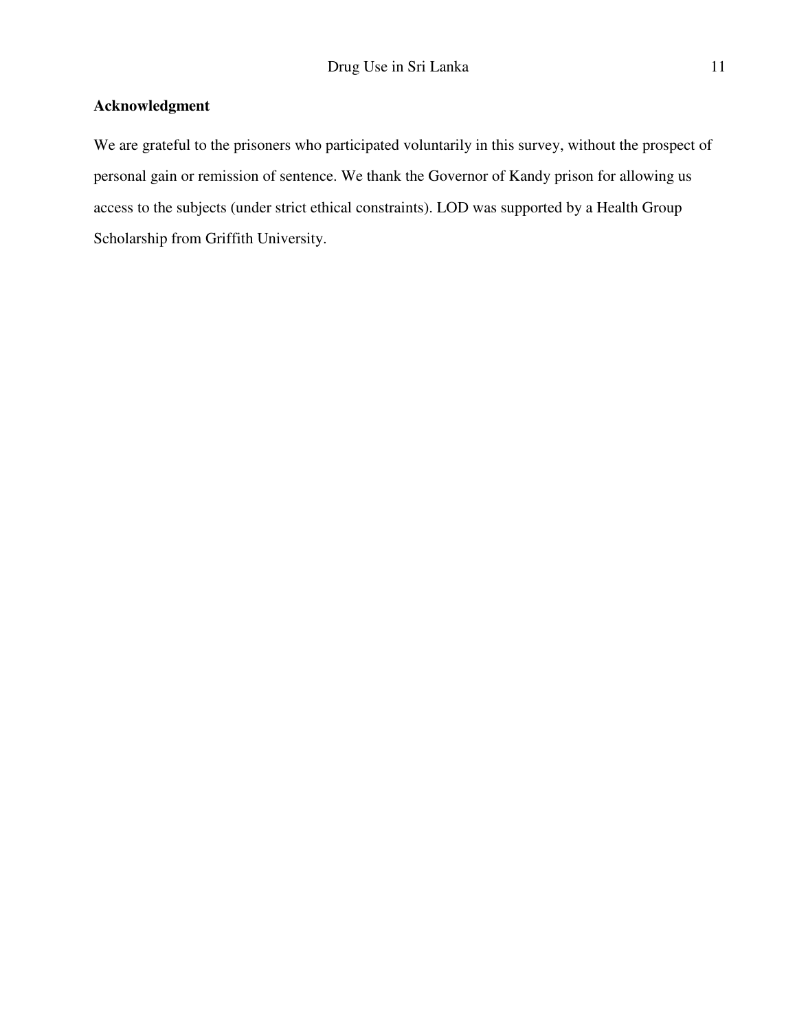## Acknowledgment

We are grateful to the prisoners who participated voluntarily in this survey, without the prospect of personal gain or remission of sentence. We thank the Governor of Kandy prison for allowing us access to the subjects (under strict ethical constraints). LOD was supported by a Health Group Scholarship from Griffith University.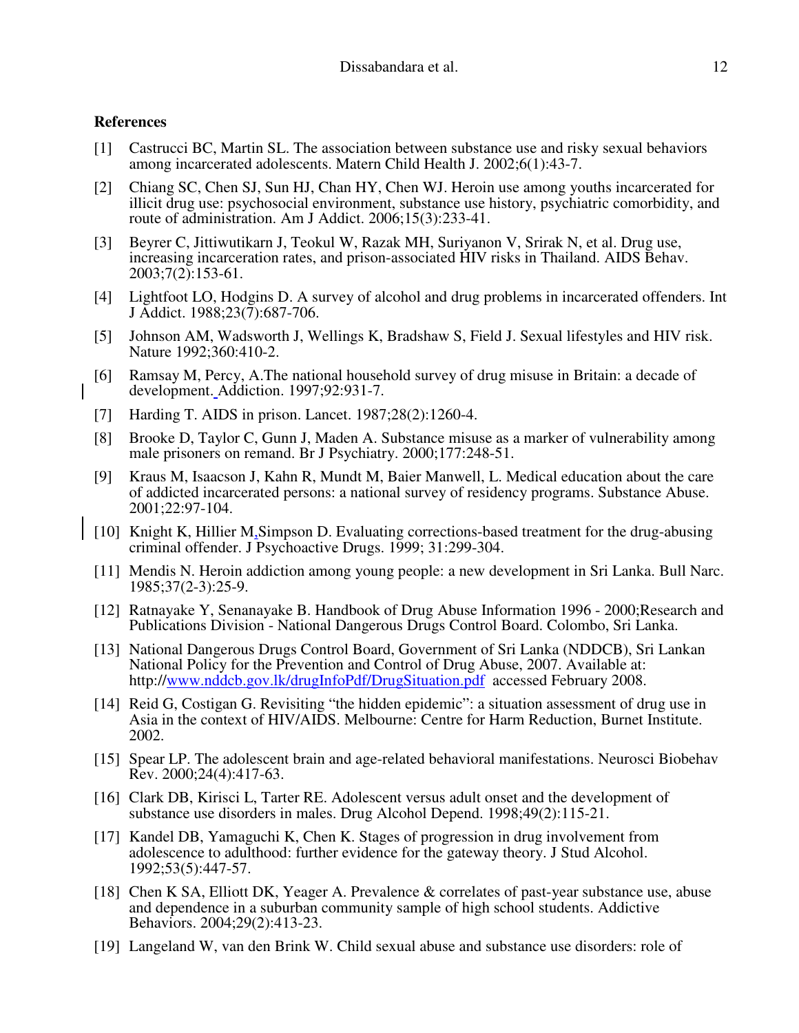**References**

[1] Castrucci BC, Martin SL. The association between substance use and risky sexual behaviors among incarcerated adolescents. Matern Child Health J. 2002;6(1):43-7.

[2] Chiang SC, Chen SJ, Sun HJ, Chan HY, Chen WJ. Heroin use among youths incarcerated for illicit drug use: psychosocial environment, substance use history, psychiatric comorbidity, and route of administration. Am J Addict. 2006;15(3):233-41.

[3] Beyrer C, Jittiwutikarn J, Teokul W, Razak MH, Suriyanon V, Srirak N, et al. Drug use, increasing incarceration rates, and prison-associated HIV risks in Thailand. AIDS Behav. 2003;7(2):153-61.

[4] Lightfoot LO, Hodgins D. A survey of alcohol and drug problems in incarcerated offenders. Int J Addict. 1988;23(7):687-706.

[5] Johnson AM, Wadsworth J, Wellings K, Bradshaw S, Field J. Sexual lifestyles and HIV risk. Nature 1992;360:410-2.

[6] Ramsay M, Percy, A.The national household survey of drug misuse in Britain: a decade of development. Addiction. 1997;92:931-7.

[7] Harding T. AIDS in prison. Lancet. 1987;28(2):1260-4.

[8] Brooke D, Taylor C, Gunn J, Maden A. Substance misuse as a marker of vulnerability among male prisoners on remand. Br J Psychiatry. 2000;177:248-51.

[9] Kraus M, Isaacson J, Kahn R, Mundt M, Baier Manwell, L. Medical education about the care of addicted incarcerated persons: a national survey of residency programs. Substance Abuse. 2001;22:97-104.

[10] Knight K, Hillier M,Simpson D. Evaluating corrections-based treatment for the drug-abusing criminal offender. J Psychoactive Drugs. 1999; 31:299-304.

[11] Mendis N. Heroin addiction among young people: a new development in Sri Lanka. Bull Narc. 1985;37(2-3):25-9.

[12] Ratnayake Y, Senanayake B. Handbook of Drug Abuse Information 1996 - 2000;Research and Publications Division - National Dangerous Drugs Control Board. Colombo, Sri Lanka.

[13] National Dangerous Drugs Control Board, Government of Sri Lanka (NDDCB), Sri Lankan National Policy for the Prevention and Control of Drug Abuse, 2007. Available at: http://www.nddcb.gov.lk/drugInfoPdf/DrugSituation.pdf accessed February 2008.

[14] Reid G, Costigan G. Revisiting "the hidden epidemic": a situation assessment of drug use in Asia in the context of HIV/AIDS. Melbourne: Centre for Harm Reduction, Burnet Institute. 2002.

[15] Spear LP. The adolescent brain and age-related behavioral manifestations. Neurosci Biobehav Rev. 2000;24(4):417-63.

[16] Clark DB, Kirisci L, Tarter RE. Adolescent versus adult onset and the development of substance use disorders in males. Drug Alcohol Depend. 1998;49(2):115-21.

[17] Kandel DB, Yamaguchi K, Chen K. Stages of progression in drug involvement from adolescence to adulthood: further evidence for the gateway theory. J Stud Alcohol. 1992;53(5):447-57.

[18] Chen K SA, Elliott DK, Yeager A. Prevalence & correlates of past-year substance use, abuse and dependence in a suburban community sample of high school students. Addictive Behaviors. 2004;29(2):413-23.

[19] Langeland W, van den Brink W. Child sexual abuse and substance use disorders: role of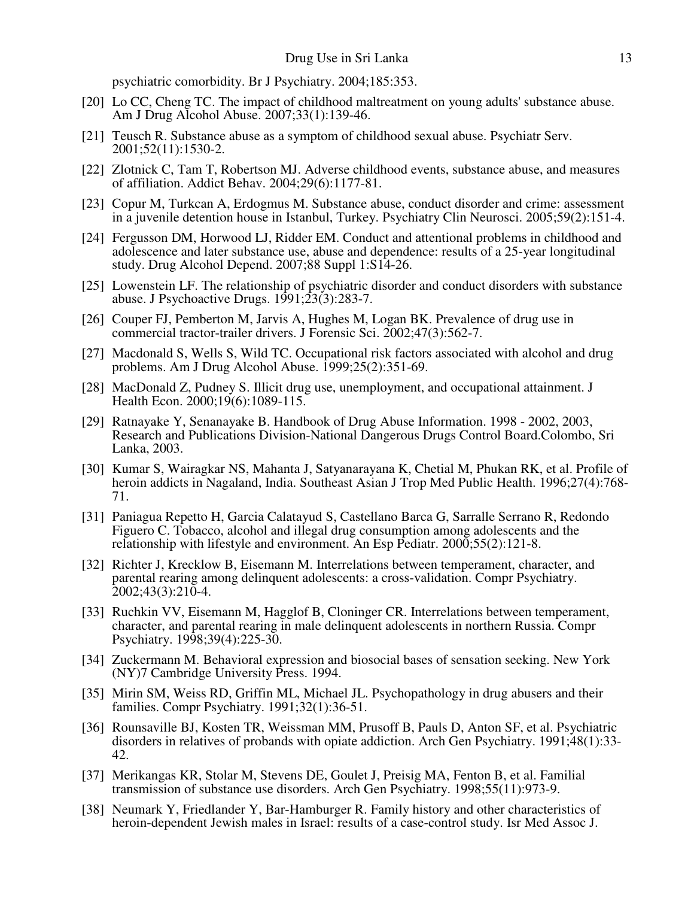psychiatric comorbidity. Br J Psychiatry. 2004;185:353.

[20] Lo CC, Cheng TC. The impact of childhood maltreatment on young adults' substance abuse. Am J Drug Alcohol Abuse. 2007;33(1):139-46.

[21] Teusch R. Substance abuse as a symptom of childhood sexual abuse. Psychiatr Serv. 2001;52(11):1530-2.

[22] Zlotnick C, Tam T, Robertson MJ. Adverse childhood events, substance abuse, and measures of affiliation. Addict Behav. 2004;29(6):1177-81.

[23] Copur M, Turkcan A, Erdogmus M. Substance abuse, conduct disorder and crime: assessment in a juvenile detention house in Istanbul, Turkey. Psychiatry Clin Neurosci. 2005;59(2):151-4.

[24] Fergusson DM, Horwood LJ, Ridder EM. Conduct and attentional problems in childhood and adolescence and later substance use, abuse and dependence: results of a 25-year longitudinal study. Drug Alcohol Depend. 2007;88 Suppl 1:S14-26.

[25] Lowenstein LF. The relationship of psychiatric disorder and conduct disorders with substance abuse. J Psychoactive Drugs. 1991;23(3):283-7.

[26] Couper FJ, Pemberton M, Jarvis A, Hughes M, Logan BK. Prevalence of drug use in commercial tractor-trailer drivers. J Forensic Sci. 2002;47(3):562-7.

[27] Macdonald S, Wells S, Wild TC. Occupational risk factors associated with alcohol and drug problems. Am J Drug Alcohol Abuse. 1999;25(2):351-69.

[28] MacDonald Z, Pudney S. Illicit drug use, unemployment, and occupational attainment. J Health Econ. 2000;19(6):1089-115.

[29] Ratnayake Y, Senanayake B. Handbook of Drug Abuse Information. 1998 - 2002, 2003, Research and Publications Division-National Dangerous Drugs Control Board.Colombo, Sri Lanka, 2003.

[30] Kumar S, Wairagkar NS, Mahanta J, Satyanarayana K, Chetial M, Phukan RK, et al. Profile of heroin addicts in Nagaland, India. Southeast Asian J Trop Med Public Health. 1996;27(4):768-71.

[31] Paniagua Repetto H, Garcia Calatayud S, Castellano Barca G, Sarralle Serrano R, Redondo Figuero C. Tobacco, alcohol and illegal drug consumption among adolescents and the relationship with lifestyle and environment. An Esp Pediatr. 2000;55(2):121-8.

[32] Richter J, Krecklow B, Eisemann M. Interrelations between temperament, character, and parental rearing among delinquent adolescents: a cross-validation. Compr Psychiatry. 2002;43(3):210-4.

[33] Ruchkin VV, Eisemann M, Hagglof B, Cloninger CR. Interrelations between temperament, character, and parental rearing in male delinquent adolescents in northern Russia. Compr Psychiatry. 1998;39(4):225-30.

[34] Zuckermann M. Behavioral expression and biosocial bases of sensation seeking. New York (NY)7 Cambridge University Press. 1994.

[35] Mirin SM, Weiss RD, Griffin ML, Michael JL. Psychopathology in drug abusers and their families. Compr Psychiatry. 1991;32(1):36-51.

[36] Rounsaville BJ, Kosten TR, Weissman MM, Prusoff B, Pauls D, Anton SF, et al. Psychiatric disorders in relatives of probands with opiate addiction. Arch Gen Psychiatry. 1991;48(1):33-42.

[37] Merikangas KR, Stolar M, Stevens DE, Goulet J, Preisig MA, Fenton B, et al. Familial transmission of substance use disorders. Arch Gen Psychiatry. 1998;55(11):973-9.

[38] Neumark Y, Friedlander Y, Bar-Hamburger R. Family history and other characteristics of heroin-dependent Jewish males in Israel: results of a case-control study. Isr Med Assoc J.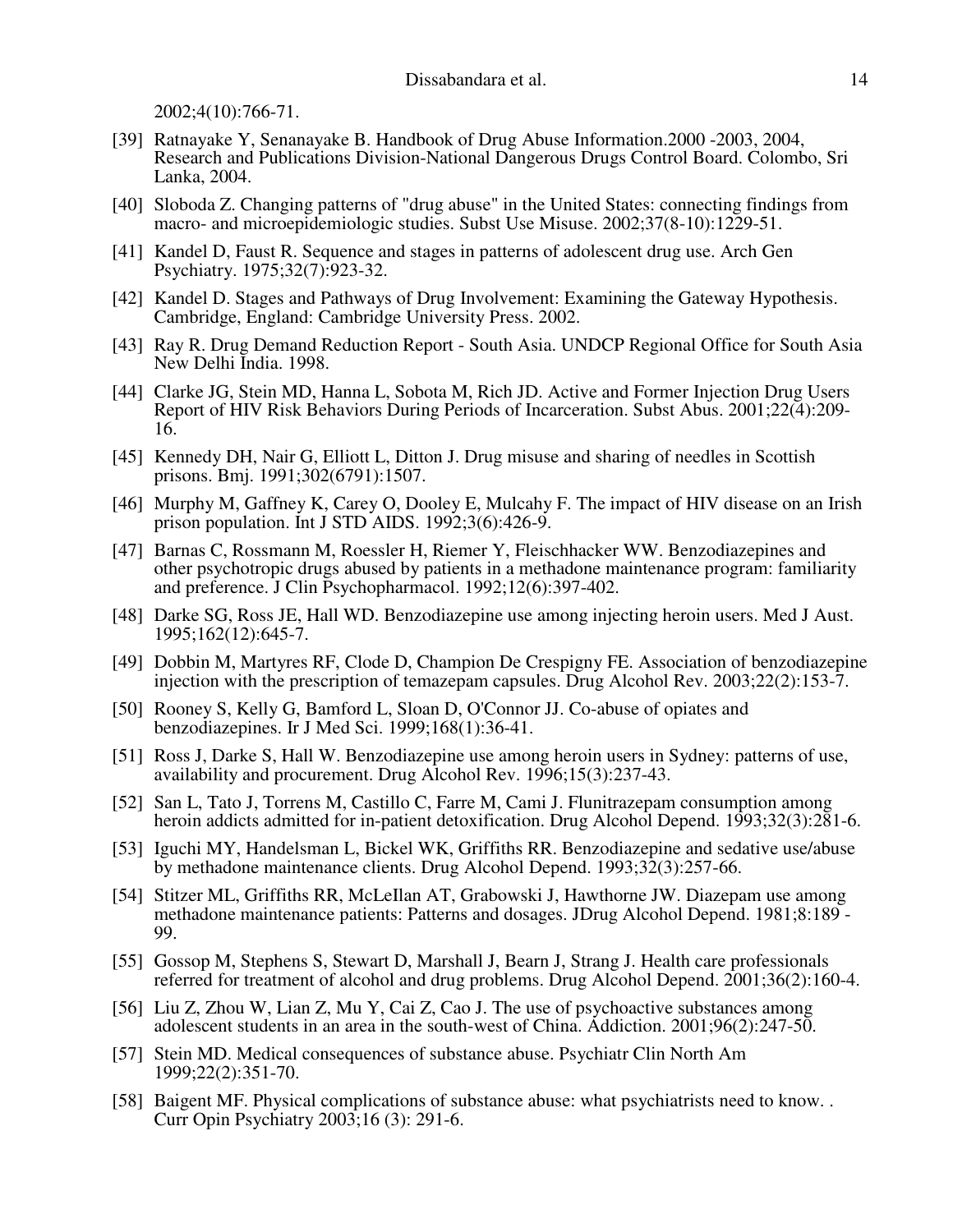2002;4(10):766-71.

[39] Ratnayake Y, Senanayake B. Handbook of Drug Abuse Information.2000 -2003, 2004, Research and Publications Division-National Dangerous Drugs Control Board. Colombo, Sri Lanka, 2004.

[40] Sloboda Z. Changing patterns of "drug abuse" in the United States: connecting findings from macro- and microepidemiologic studies. Subst Use Misuse. 2002;37(8-10):1229-51.

[41] Kandel D, Faust R. Sequence and stages in patterns of adolescent drug use. Arch Gen Psychiatry. 1975;32(7):923-32.

[42] Kandel D. Stages and Pathways of Drug Involvement: Examining the Gateway Hypothesis. Cambridge, England: Cambridge University Press. 2002.

[43] Ray R. Drug Demand Reduction Report - South Asia. UNDCP Regional Office for South Asia New Delhi India. 1998.

[44] Clarke JG, Stein MD, Hanna L, Sobota M, Rich JD. Active and Former Injection Drug Users Report of HIV Risk Behaviors During Periods of Incarceration. Subst Abus. 2001;22(4):209-16.

[45] Kennedy DH, Nair G, Elliott L, Ditton J. Drug misuse and sharing of needles in Scottish prisons. Bmj. 1991;302(6791):1507.

[46] Murphy M, Gaffney K, Carey O, Dooley E, Mulcahy F. The impact of HIV disease on an Irish prison population. Int J STD AIDS. 1992;3(6):426-9.

[47] Barnas C, Rossmann M, Roessler H, Riemer Y, Fleischhacker WW. Benzodiazepines and other psychotropic drugs abused by patients in a methadone maintenance program: familiarity and preference. J Clin Psychopharmacol. 1992;12(6):397-402.

[48] Darke SG, Ross JE, Hall WD. Benzodiazepine use among injecting heroin users. Med J Aust. 1995;162(12):645-7.

[49] Dobbin M, Martyres RF, Clode D, Champion De Crespigny FE. Association of benzodiazepine injection with the prescription of temazepam capsules. Drug Alcohol Rev. 2003;22(2):153-7.

[50] Rooney S, Kelly G, Bamford L, Sloan D, O'Connor JJ. Co-abuse of opiates and benzodiazepines. Ir J Med Sci. 1999;168(1):36-41.

[51] Ross J, Darke S, Hall W. Benzodiazepine use among heroin users in Sydney: patterns of use, availability and procurement. Drug Alcohol Rev. 1996;15(3):237-43.

[52] San L, Tato J, Torrens M, Castillo C, Farre M, Cami J. Flunitrazepam consumption among heroin addicts admitted for in-patient detoxification. Drug Alcohol Depend. 1993;32(3):281-6.

[53] Iguchi MY, Handelsman L, Bickel WK, Griffiths RR. Benzodiazepine and sedative use/abuse by methadone maintenance clients. Drug Alcohol Depend. 1993;32(3):257-66.

[54] Stitzer ML, Griffiths RR, McLeIlan AT, Grabowski J, Hawthorne JW. Diazepam use among methadone maintenance patients: Patterns and dosages. JDrug Alcohol Depend. 1981;8:189 - 99.

[55] Gossop M, Stephens S, Stewart D, Marshall J, Bearn J, Strang J. Health care professionals referred for treatment of alcohol and drug problems. Drug Alcohol Depend. 2001;36(2):160-4.

[56] Liu Z, Zhou W, Lian Z, Mu Y, Cai Z, Cao J. The use of psychoactive substances among adolescent students in an area in the south-west of China. Addiction. 2001;96(2):247-50.

[57] Stein MD. Medical consequences of substance abuse. Psychiatr Clin North Am 1999;22(2):351-70.

[58] Baigent MF. Physical complications of substance abuse: what psychiatrists need to know. . Curr Opin Psychiatry 2003;16 (3): 291-6.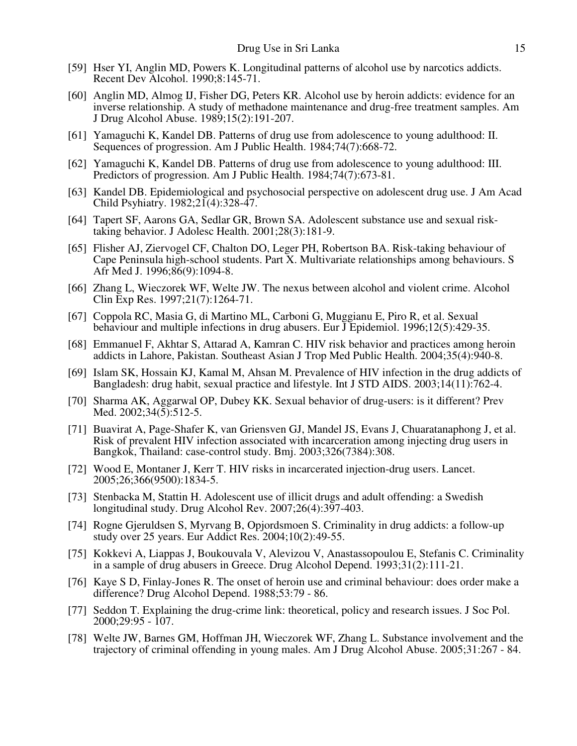[59] Hser YI, Anglin MD, Powers K. Longitudinal patterns of alcohol use by narcotics addicts. Recent Dev Alcohol. 1990;8:145-71.

[60] Anglin MD, Almog IJ, Fisher DG, Peters KR. Alcohol use by heroin addicts: evidence for an inverse relationship. A study of methadone maintenance and drug-free treatment samples. Am J Drug Alcohol Abuse. 1989;15(2):191-207.

[61] Yamaguchi K, Kandel DB. Patterns of drug use from adolescence to young adulthood: II. Sequences of progression. Am J Public Health. 1984;74(7):668-72.

[62] Yamaguchi K, Kandel DB. Patterns of drug use from adolescence to young adulthood: III. Predictors of progression. Am J Public Health. 1984;74(7):673-81.

[63] Kandel DB. Epidemiological and psychosocial perspective on adolescent drug use. J Am Acad Child Psyhiatry. 1982;21(4):328-47.

[64] Tapert SF, Aarons GA, Sedlar GR, Brown SA. Adolescent substance use and sexual risk-taking behavior. J Adolesc Health. 2001;28(3):181-9.

[65] Flisher AJ, Ziervogel CF, Chalton DO, Leger PH, Robertson BA. Risk-taking behaviour of Cape Peninsula high-school students. Part X. Multivariate relationships among behaviours. S Afr Med J. 1996;86(9):1094-8.

[66] Zhang L, Wieczorek WF, Welte JW. The nexus between alcohol and violent crime. Alcohol Clin Exp Res. 1997;21(7):1264-71.

[67] Coppola RC, Masia G, di Martino ML, Carboni G, Muggianu E, Piro R, et al. Sexual behaviour and multiple infections in drug abusers. Eur J Epidemiol. 1996;12(5):429-35.

[68] Emmanuel F, Akhtar S, Attarad A, Kamran C. HIV risk behavior and practices among heroin addicts in Lahore, Pakistan. Southeast Asian J Trop Med Public Health. 2004;35(4):940-8.

[69] Islam SK, Hossain KJ, Kamal M, Ahsan M. Prevalence of HIV infection in the drug addicts of Bangladesh: drug habit, sexual practice and lifestyle. Int J STD AIDS. 2003;14(11):762-4.

[70] Sharma AK, Aggarwal OP, Dubey KK. Sexual behavior of drug-users: is it different? Prev Med. 2002;34(5):512-5.

[71] Buavirat A, Page-Shafer K, van Griensven GJ, Mandel JS, Evans J, Chuaratanaphong J, et al. Risk of prevalent HIV infection associated with incarceration among injecting drug users in Bangkok, Thailand: case-control study. Bmj. 2003;326(7384):308.

[72] Wood E, Montaner J, Kerr T. HIV risks in incarcerated injection-drug users. Lancet. 2005;26;366(9500):1834-5.

[73] Stenbacka M, Stattin H. Adolescent use of illicit drugs and adult offending: a Swedish longitudinal study. Drug Alcohol Rev. 2007;26(4):397-403.

[74] Rogne Gjeruldsen S, Myrvang B, Opjordsmoen S. Criminality in drug addicts: a follow-up study over 25 years. Eur Addict Res. 2004;10(2):49-55.

[75] Kokkevi A, Liappas J, Boukouvala V, Alevizou V, Anastassopoulou E, Stefanis C. Criminality in a sample of drug abusers in Greece. Drug Alcohol Depend. 1993;31(2):111-21.

[76] Kaye S D, Finlay-Jones R. The onset of heroin use and criminal behaviour: does order make a difference? Drug Alcohol Depend. 1988;53:79 - 86.

[77] Seddon T. Explaining the drug-crime link: theoretical, policy and research issues. J Soc Pol. 2000;29:95 - 107.

[78] Welte JW, Barnes GM, Hoffman JH, Wieczorek WF, Zhang L. Substance involvement and the trajectory of criminal offending in young males. Am J Drug Alcohol Abuse. 2005;31:267 - 84.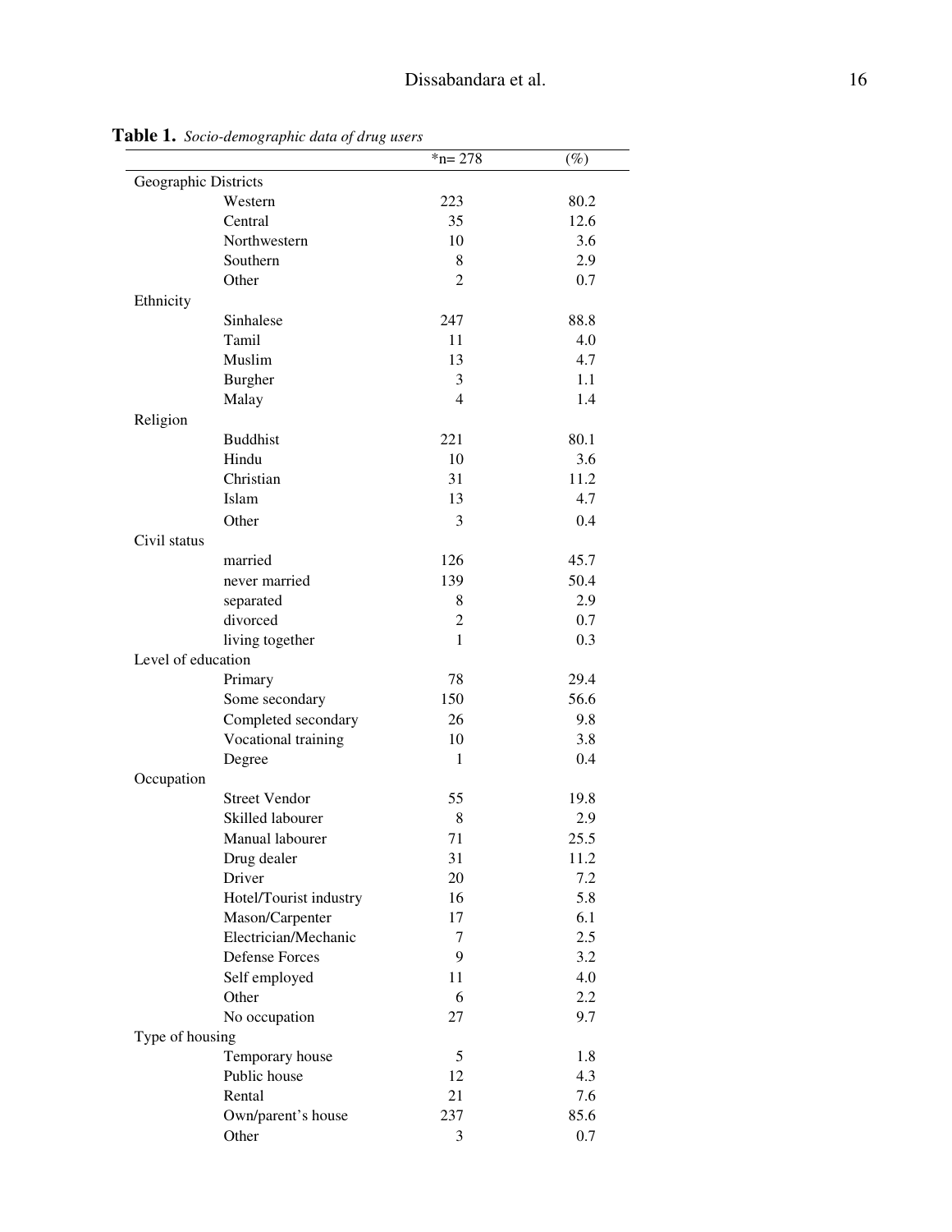**Table 1.** *Socio-demographic data of drug users*

| | *n= 278 | (%) |
|---|---|---|
| Geographic Districts | | |
| Western | 223 | 80.2 |
| Central | 35 | 12.6 |
| Northwestern | 10 | 3.6 |
| Southern | 8 | 2.9 |
| Other | 2 | 0.7 |
| Ethnicity | | |
| Sinhalese | 247 | 88.8 |
| Tamil | 11 | 4.0 |
| Muslim | 13 | 4.7 |
| Burgher | 3 | 1.1 |
| Malay | 4 | 1.4 |
| Religion | | |
| Buddhist | 221 | 80.1 |
| Hindu | 10 | 3.6 |
| Christian | 31 | 11.2 |
| Islam | 13 | 4.7 |
| Other | 3 | 0.4 |
| Civil status | | |
| married | 126 | 45.7 |
| never married | 139 | 50.4 |
| separated | 8 | 2.9 |
| divorced | 2 | 0.7 |
| living together | 1 | 0.3 |
| Level of education | | |
| Primary | 78 | 29.4 |
| Some secondary | 150 | 56.6 |
| Completed secondary | 26 | 9.8 |
| Vocational training | 10 | 3.8 |
| Degree | 1 | 0.4 |
| Occupation | | |
| Street Vendor | 55 | 19.8 |
| Skilled labourer | 8 | 2.9 |
| Manual labourer | 71 | 25.5 |
| Drug dealer | 31 | 11.2 |
| Driver | 20 | 7.2 |
| Hotel/Tourist industry | 16 | 5.8 |
| Mason/Carpenter | 17 | 6.1 |
| Electrician/Mechanic | 7 | 2.5 |
| Defense Forces | 9 | 3.2 |
| Self employed | 11 | 4.0 |
| Other | 6 | 2.2 |
| No occupation | 27 | 9.7 |
| Type of housing | | |
| Temporary house | 5 | 1.8 |
| Public house | 12 | 4.3 |
| Rental | 21 | 7.6 |
| Own/parent's house | 237 | 85.6 |
| Other | 3 | 0.7 |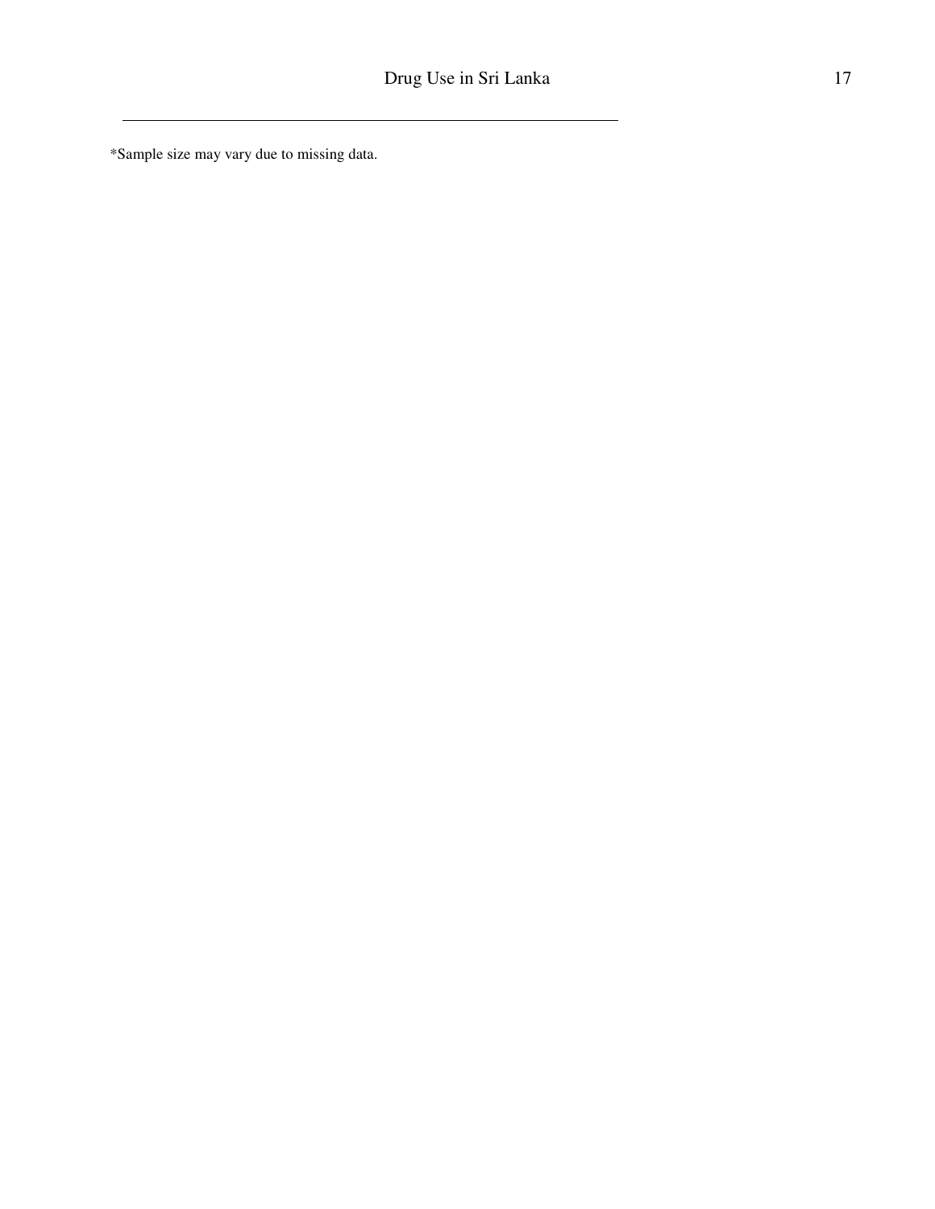*Sample size may vary due to missing data.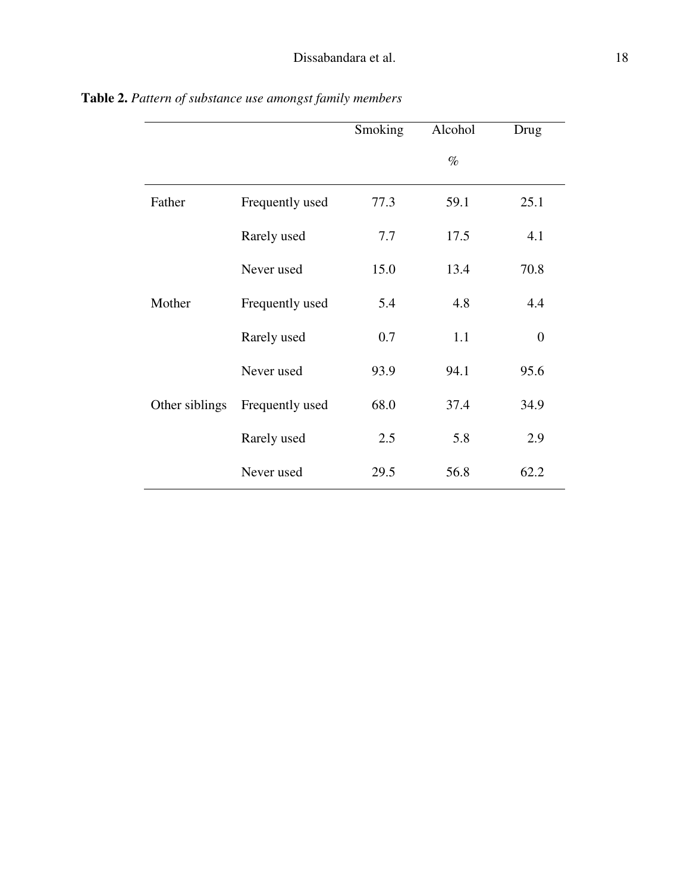**Table 2.** *Pattern of substance use amongst family members*

| | | Smoking | Alcohol % | Drug |
|---|---|---|---|---|
| Father | Frequently used | 77.3 | 59.1 | 25.1 |
| | Rarely used | 7.7 | 17.5 | 4.1 |
| | Never used | 15.0 | 13.4 | 70.8 |
| Mother | Frequently used | 5.4 | 4.8 | 4.4 |
| | Rarely used | 0.7 | 1.1 | 0 |
| | Never used | 93.9 | 94.1 | 95.6 |
| Other siblings | Frequently used | 68.0 | 37.4 | 34.9 |
| | Rarely used | 2.5 | 5.8 | 2.9 |
| | Never used | 29.5 | 56.8 | 62.2 |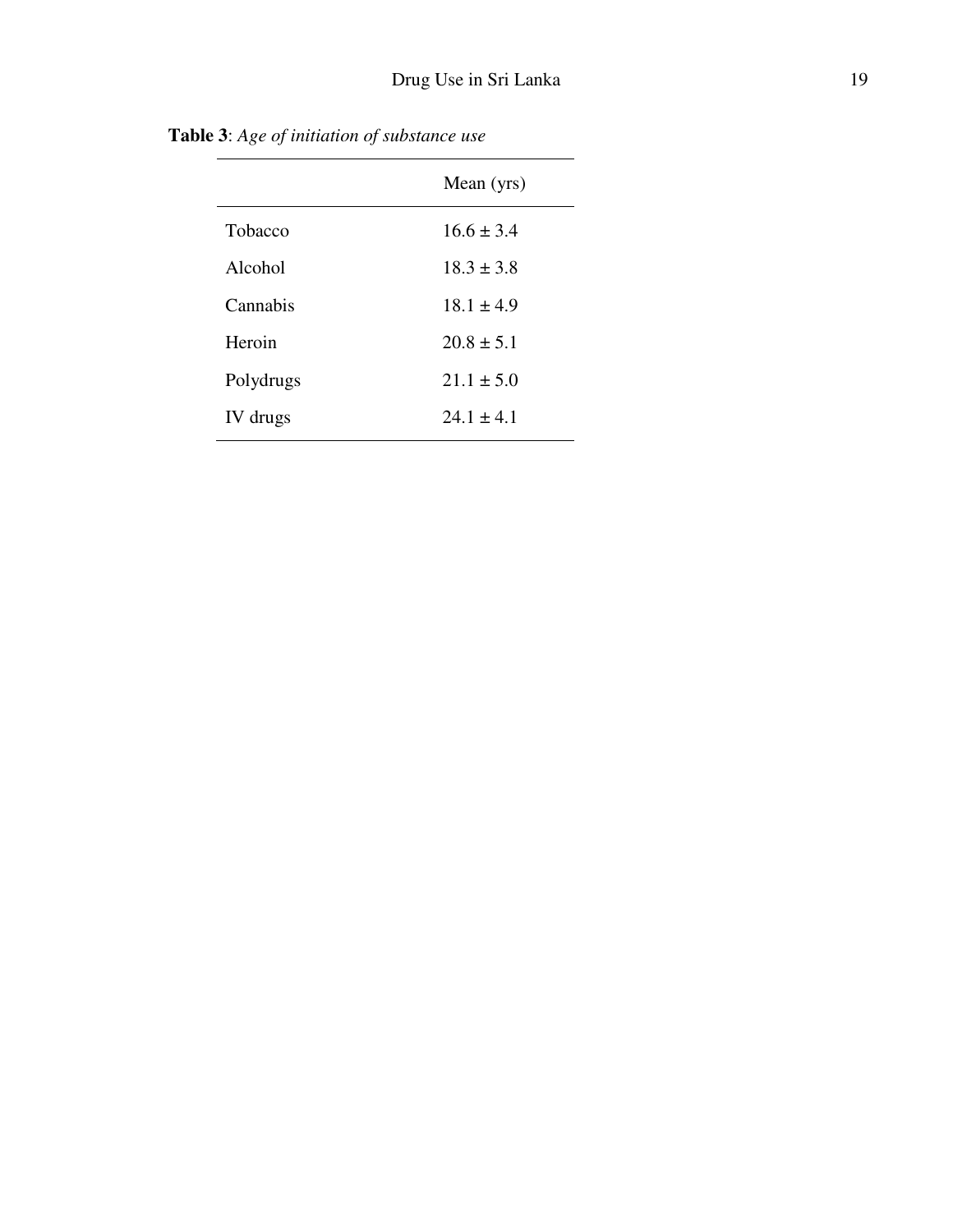**Table 3**: *Age of initiation of substance use*

| | Mean (yrs) |
|---|---|
| Tobacco | 16.6 ± 3.4 |
| Alcohol | 18.3 ± 3.8 |
| Cannabis | 18.1 ± 4.9 |
| Heroin | 20.8 ± 5.1 |
| Polydrugs | 21.1 ± 5.0 |
| IV drugs | 24.1 ± 4.1 |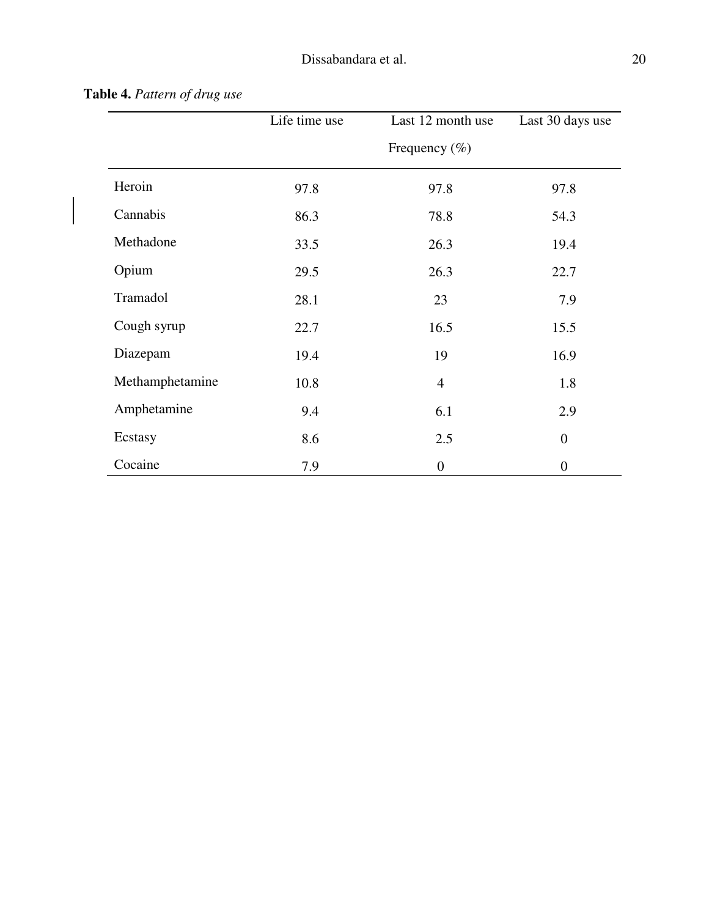**Table 4.** *Pattern of drug use*

| | Life time use | Last 12 month use | Last 30 days use |
|---|---|---|---|
| | | Frequency (%) | |
| Heroin | 97.8 | 97.8 | 97.8 |
| Cannabis | 86.3 | 78.8 | 54.3 |
| Methadone | 33.5 | 26.3 | 19.4 |
| Opium | 29.5 | 26.3 | 22.7 |
| Tramadol | 28.1 | 23 | 7.9 |
| Cough syrup | 22.7 | 16.5 | 15.5 |
| Diazepam | 19.4 | 19 | 16.9 |
| Methamphetamine | 10.8 | 4 | 1.8 |
| Amphetamine | 9.4 | 6.1 | 2.9 |
| Ecstasy | 8.6 | 2.5 | 0 |
| Cocaine | 7.9 | 0 | 0 |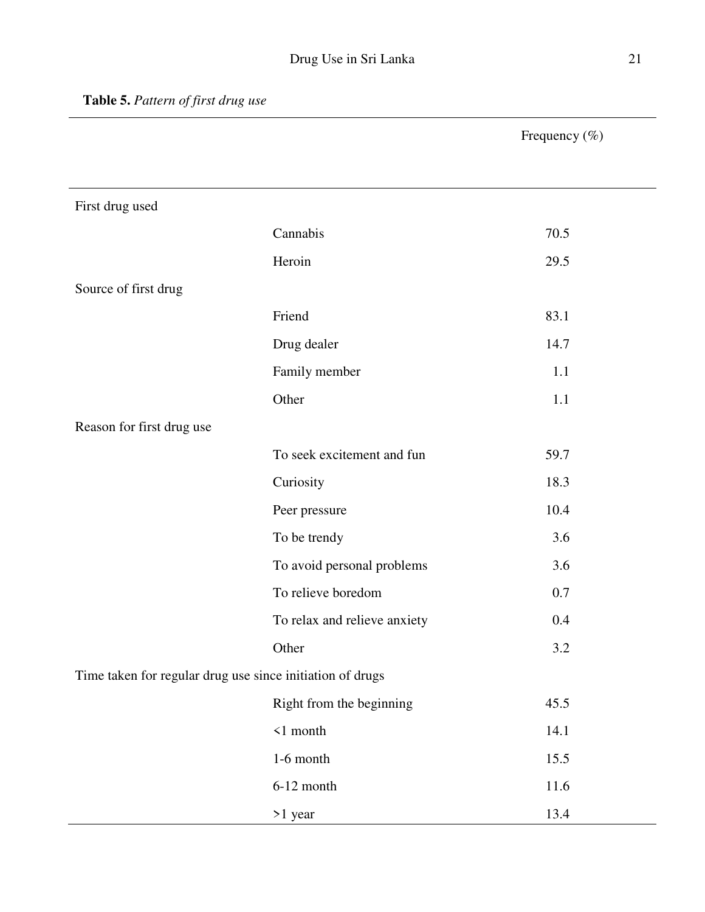**Table 5.** *Pattern of first drug use*

| | | Frequency (%) |
|---|---|---|
| First drug used | | |
| | Cannabis | 70.5 |
| | Heroin | 29.5 |
| Source of first drug | | |
| | Friend | 83.1 |
| | Drug dealer | 14.7 |
| | Family member | 1.1 |
| | Other | 1.1 |
| Reason for first drug use | | |
| | To seek excitement and fun | 59.7 |
| | Curiosity | 18.3 |
| | Peer pressure | 10.4 |
| | To be trendy | 3.6 |
| | To avoid personal problems | 3.6 |
| | To relieve boredom | 0.7 |
| | To relax and relieve anxiety | 0.4 |
| | Other | 3.2 |
| Time taken for regular drug use since initiation of drugs | | |
| | Right from the beginning | 45.5 |
| | <1 month | 14.1 |
| | 1-6 month | 15.5 |
| | 6-12 month | 11.6 |
| | >1 year | 13.4 |